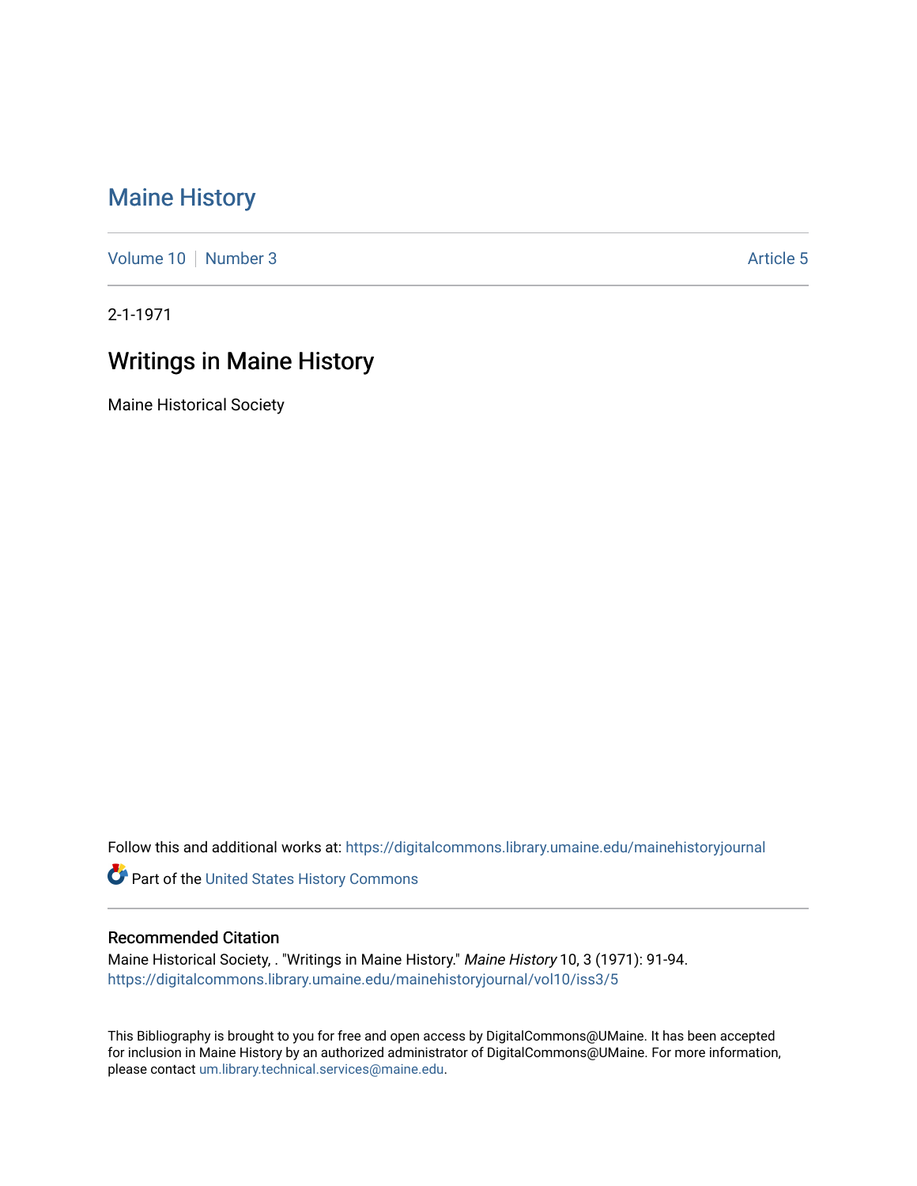# Maine History

Volume 10 | Number 3 | Article 5

2-1-1971

## Writings in Maine History

Maine Historical Society

Follow this and additional works at: https://digitalcommons.library.umaine.edu/mainehistoryjournal

Part of the United States History Commons

### Recommended Citation

Maine Historical Society, . "Writings in Maine History." *Maine History* 10, 3 (1971): 91-94.
https://digitalcommons.library.umaine.edu/mainehistoryjournal/vol10/iss3/5

This Bibliography is brought to you for free and open access by DigitalCommons@UMaine. It has been accepted for inclusion in Maine History by an authorized administrator of DigitalCommons@UMaine. For more information, please contact um.library.technical.services@maine.edu.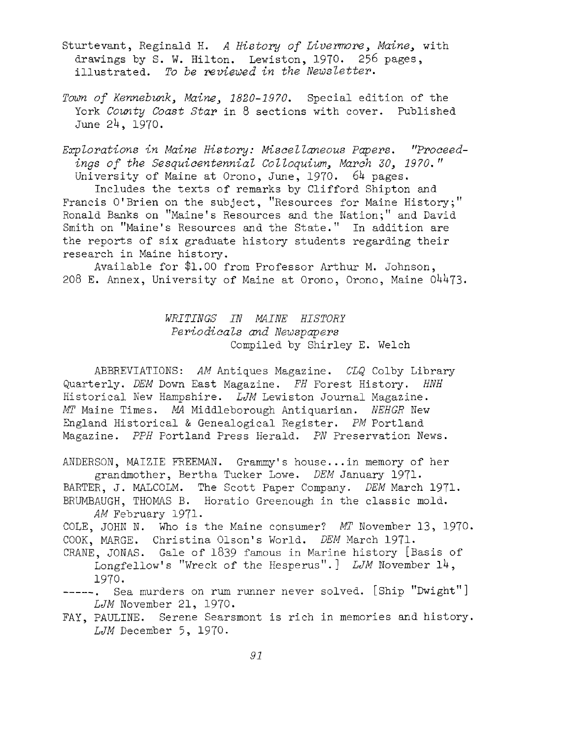Sturtevant, Reginald H. *A History of Livermore, Maine,* with drawings by S. W. Hilton. Lewiston, 1970. 256 pages, illustrated. *To be reviewed in the Newsletter.*

*Town of Kennebunk, Maine, 1820-1970.* Special edition of the York *County Coast Star* in 8 sections with cover. Published June 24, 1970.

*Explorations in Maine History: Miscellaneous Papers. "Proceedings of the Sesquicentennial Colloquium, March 30, 1970."* University of Maine at Orono, June, 1970. 64 pages.

Includes the texts of remarks by Clifford Shipton and Francis O'Brien on the subject, "Resources for Maine History;" Ronald Banks on "Maine's Resources and the Nation;" and David Smith on "Maine's Resources and the State." In addition are the reports of six graduate history students regarding their research in Maine history.

Available for $1.00 from Professor Arthur M. Johnson, 208 E. Annex, University of Maine at Orono, Orono, Maine 04473.

## *WRITINGS IN MAINE HISTORY*
### *Periodicals and Newspapers*
Compiled by Shirley E. Welch

ABBREVIATIONS: *AM* Antiques Magazine. *CLQ* Colby Library Quarterly. *DEM* Down East Magazine. *FH* Forest History. *HNH* Historical New Hampshire. *LJM* Lewiston Journal Magazine. *MT* Maine Times. *MA* Middleborough Antiquarian. *NEHGR* New England Historical & Genealogical Register. *PM* Portland Magazine. *PPH* Portland Press Herald. *PN* Preservation News.

ANDERSON, MAIZIE FREEMAN. Grammy's house...in memory of her grandmother, Bertha Tucker Lowe. *DEM* January 1971.

BARTER, J. MALCOLM. The Scott Paper Company. *DEM* March 1971.

BRUMBAUGH, THOMAS B. Horatio Greenough in the classic mold. *AM* February 1971.

COLE, JOHN N. Who is the Maine consumer? *MT* November 13, 1970.

COOK, MARGE. Christina Olson's World. *DEM* March 1971.

CRANE, JONAS. Gale of 1839 famous in Marine history [Basis of Longfellow's "Wreck of the Hesperus".] *LJM* November 14, 1970.

-----. Sea murders on rum runner never solved. [Ship "Dwight"] *LJM* November 21, 1970.

FAY, PAULINE. Serene Searsmont is rich in memories and history. *LJM* December 5, 1970.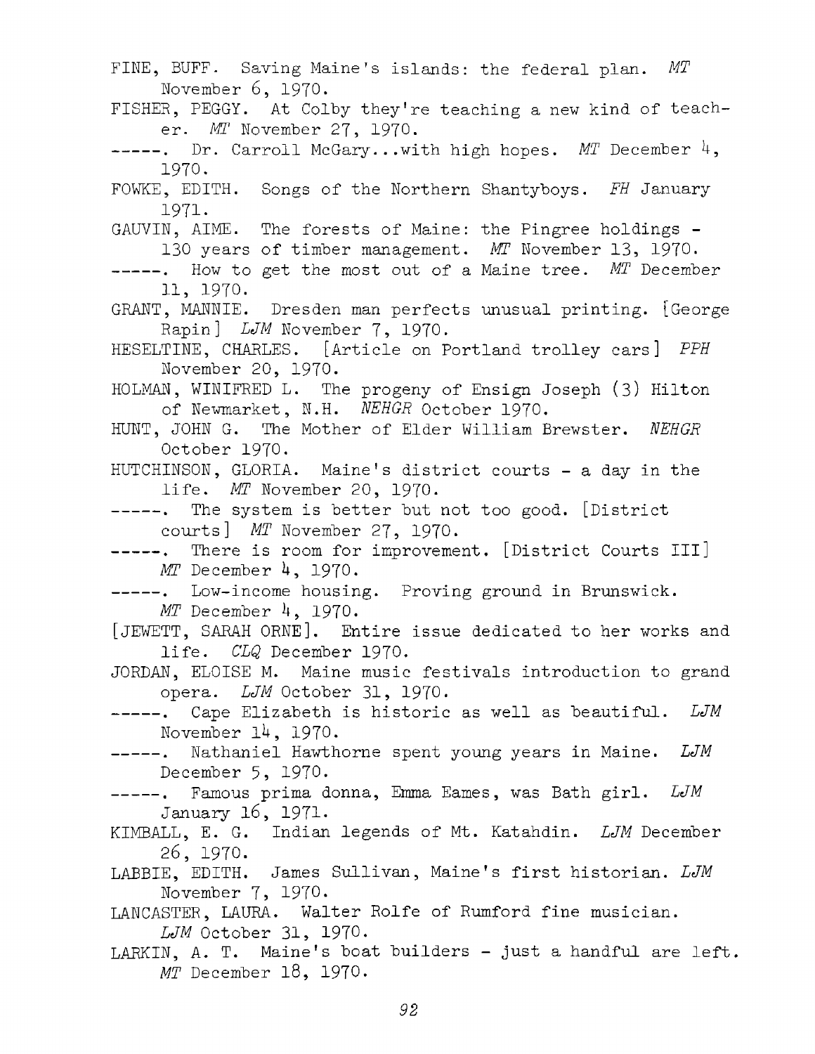FINE, BUFF. Saving Maine's islands: the federal plan. *MT* November 6, 1970.

FISHER, PEGGY. At Colby they're teaching a new kind of teacher. *MT* November 27, 1970.

-----. Dr. Carroll McGary...with high hopes. *MT* December 4, 1970.

FOWKE, EDITH. Songs of the Northern Shantyboys. *FH* January 1971.

GAUVIN, AIME. The forests of Maine: the Pingree holdings - 130 years of timber management. *MT* November 13, 1970.

-----. How to get the most out of a Maine tree. *MT* December 11, 1970.

GRANT, MANNIE. Dresden man perfects unusual printing. [George Rapin] *LJM* November 7, 1970.

HESELTINE, CHARLES. [Article on Portland trolley cars] *PPH* November 20, 1970.

HOLMAN, WINIFRED L. The progeny of Ensign Joseph (3) Hilton of Newmarket, N.H. *NEHGR* October 1970.

HUNT, JOHN G. The Mother of Elder William Brewster. *NEHGR* October 1970.

HUTCHINSON, GLORIA. Maine's district courts - a day in the life. *MT* November 20, 1970.

-----. The system is better but not too good. [District courts] *MT* November 27, 1970.

-----. There is room for improvement. [District Courts III] *MT* December 4, 1970.

-----. Low-income housing. Proving ground in Brunswick. *MT* December 4, 1970.

[JEWETT, SARAH ORNE]. Entire issue dedicated to her works and life. *CLQ* December 1970.

JORDAN, ELOISE M. Maine music festivals introduction to grand opera. *LJM* October 31, 1970.

-----. Cape Elizabeth is historic as well as beautiful. *LJM* November 14, 1970.

-----. Nathaniel Hawthorne spent young years in Maine. *LJM* December 5, 1970.

-----. Famous prima donna, Emma Eames, was Bath girl. *LJM* January 16, 1971.

KIMBALL, E. G. Indian legends of Mt. Katahdin. *LJM* December 26, 1970.

LABBIE, EDITH. James Sullivan, Maine's first historian. *LJM* November 7, 1970.

LANCASTER, LAURA. Walter Rolfe of Rumford fine musician. *LJM* October 31, 1970.

LARKIN, A. T. Maine's boat builders - just a handful are left. *MT* December 18, 1970.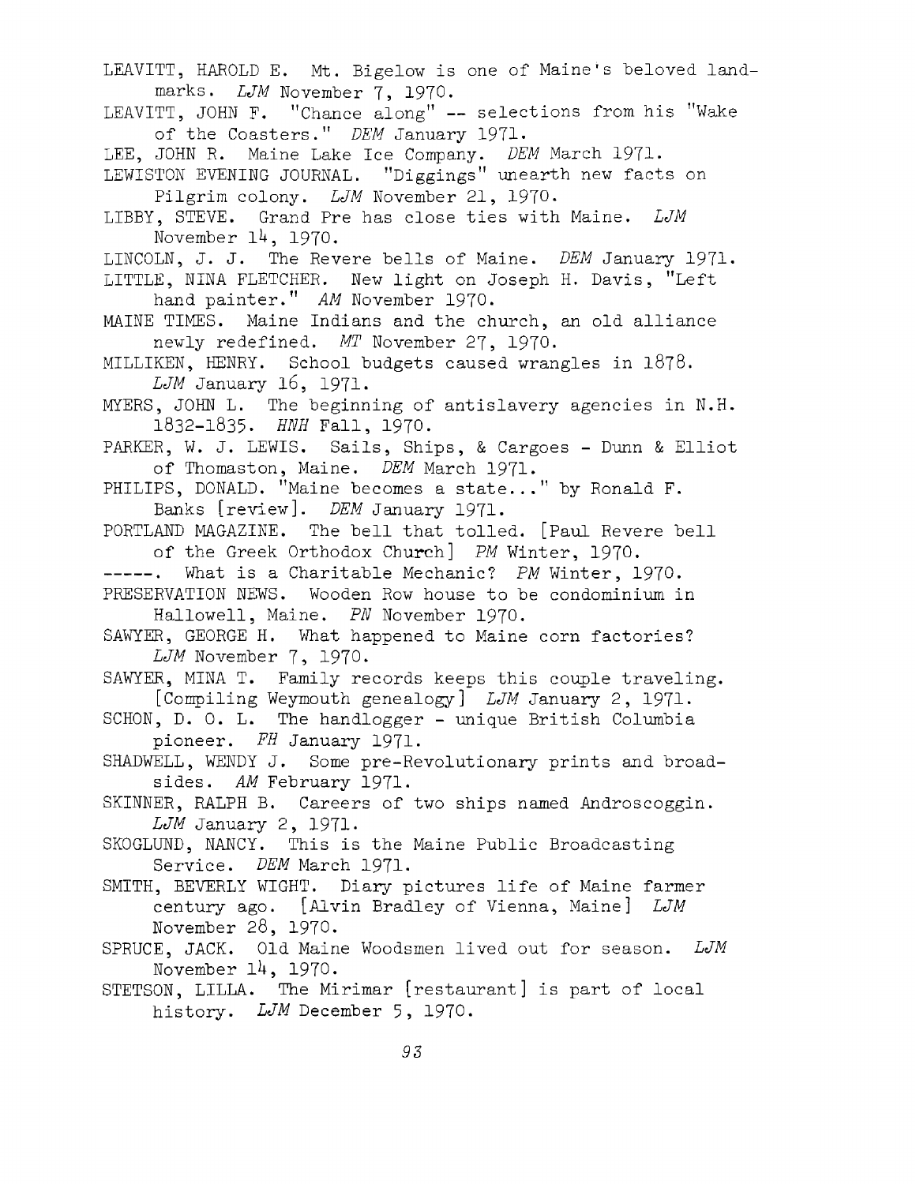LEAVITT, HAROLD E. Mt. Bigelow is one of Maine's beloved landmarks. *LJM* November 7, 1970.

LEAVITT, JOHN F. "Chance along" -- selections from his "Wake of the Coasters." *DEM* January 1971.

LEE, JOHN R. Maine Lake Ice Company. *DEM* March 1971.

LEWISTON EVENING JOURNAL. "Diggings" unearth new facts on Pilgrim colony. *LJM* November 21, 1970.

LIBBY, STEVE. Grand Pre has close ties with Maine. *LJM* November 14, 1970.

LINCOLN, J. J. The Revere bells of Maine. *DEM* January 1971.

LITTLE, NINA FLETCHER. New light on Joseph H. Davis, "Left hand painter." *AM* November 1970.

MAINE TIMES. Maine Indians and the church, an old alliance newly redefined. *MT* November 27, 1970.

MILLIKEN, HENRY. School budgets caused wrangles in 1878. *LJM* January 16, 1971.

MYERS, JOHN L. The beginning of antislavery agencies in N.H. 1832-1835. *HNH* Fall, 1970.

PARKER, W. J. LEWIS. Sails, Ships, & Cargoes - Dunn & Elliot of Thomaston, Maine. *DEM* March 1971.

PHILIPS, DONALD. "Maine becomes a state..." by Ronald F. Banks [review]. *DEM* January 1971.

PORTLAND MAGAZINE. The bell that tolled. [Paul Revere bell of the Greek Orthodox Church] *PM* Winter, 1970.

-----. What is a Charitable Mechanic? *PM* Winter, 1970.

PRESERVATION NEWS. Wooden Row house to be condominium in Hallowell, Maine. *PN* November 1970.

SAWYER, GEORGE H. What happened to Maine corn factories? *LJM* November 7, 1970.

SAWYER, MINA T. Family records keeps this couple traveling. [Compiling Weymouth genealogy] *LJM* January 2, 1971.

SCHON, D. O. L. The handlogger - unique British Columbia pioneer. *FH* January 1971.

SHADWELL, WENDY J. Some pre-Revolutionary prints and broadsides. *AM* February 1971.

SKINNER, RALPH B. Careers of two ships named Androscoggin. *LJM* January 2, 1971.

SKOGLUND, NANCY. This is the Maine Public Broadcasting Service. *DEM* March 1971.

SMITH, BEVERLY WIGHT. Diary pictures life of Maine farmer century ago. [Alvin Bradley of Vienna, Maine] *LJM* November 28, 1970.

SPRUCE, JACK. Old Maine Woodsmen lived out for season. *LJM* November 14, 1970.

STETSON, LILLA. The Mirimar [restaurant] is part of local history. *LJM* December 5, 1970.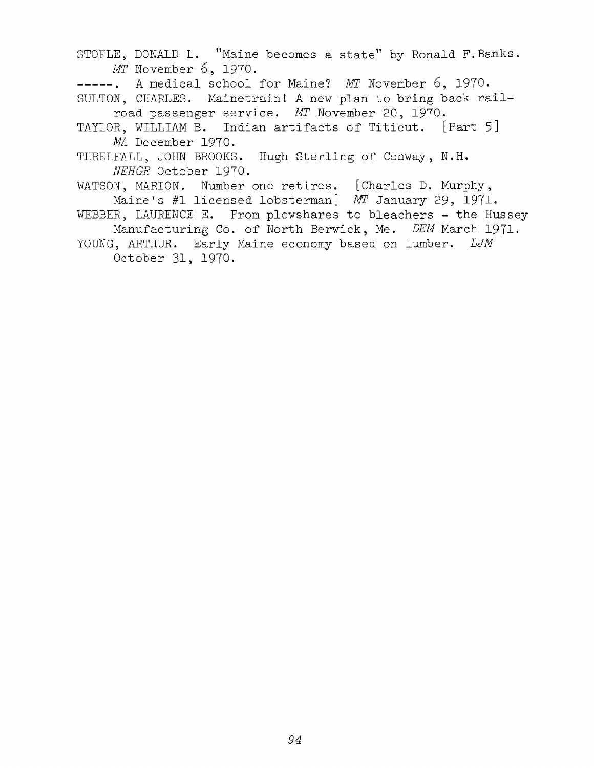STOFLE, DONALD L. "Maine becomes a state" by Ronald F. Banks. *MT* November 6, 1970.

-----. A medical school for Maine? *MT* November 6, 1970.

SULTON, CHARLES. Mainetrain! A new plan to bring back railroad passenger service. *MT* November 20, 1970.

TAYLOR, WILLIAM B. Indian artifacts of Titicut. [Part 5] *MA* December 1970.

THRELFALL, JOHN BROOKS. Hugh Sterling of Conway, N.H. *NEHGR* October 1970.

WATSON, MARION. Number one retires. [Charles D. Murphy, Maine's #1 licensed lobsterman] *MT* January 29, 1971.

WEBBER, LAURENCE E. From plowshares to bleachers - the Hussey Manufacturing Co. of North Berwick, Me. *DEM* March 1971.

YOUNG, ARTHUR. Early Maine economy based on lumber. *LJM* October 31, 1970.